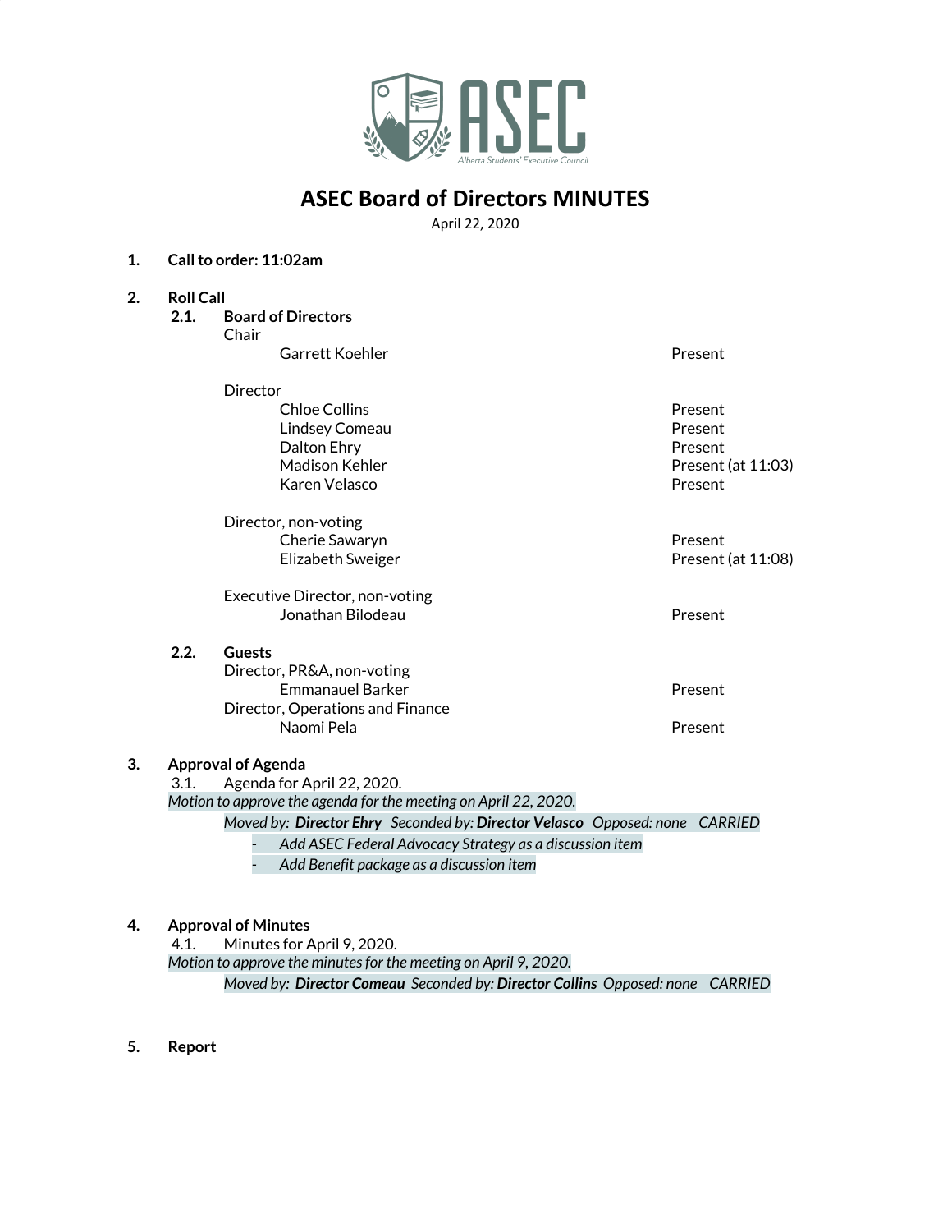ASEC

Alberta Students' Executive Council

# ASEC Board of Directors MINUTES

April 22, 2020

1. **Call to order: 11:02am**

2. **Roll Call**

   2.1. **Board of Directors**

   Chair

   | | |
   |---|---|
   | Garrett Koehler | Present |

   Director

   | | |
   |---|---|
   | Chloe Collins | Present |
   | Lindsey Comeau | Present |
   | Dalton Ehry | Present |
   | Madison Kehler | Present (at 11:03) |
   | Karen Velasco | Present |

   Director, non-voting

   | | |
   |---|---|
   | Cherie Sawaryn | Present |
   | Elizabeth Sweiger | Present (at 11:08) |

   Executive Director, non-voting

   | | |
   |---|---|
   | Jonathan Bilodeau | Present |

   2.2. **Guests**

   Director, PR&A, non-voting

   | | |
   |---|---|
   | Emmanauel Barker | Present |

   Director, Operations and Finance

   | | |
   |---|---|
   | Naomi Pela | Present |

3. **Approval of Agenda**

   3.1. Agenda for April 22, 2020.

   *Motion to approve the agenda for the meeting on April 22, 2020.*

   *Moved by:* ***Director Ehry*** *Seconded by:* ***Director Velasco*** *Opposed: none CARRIED*

   - *Add ASEC Federal Advocacy Strategy as a discussion item*
   - *Add Benefit package as a discussion item*

4. **Approval of Minutes**

   4.1. Minutes for April 9, 2020.

   *Motion to approve the minutes for the meeting on April 9, 2020.*

   *Moved by:* ***Director Comeau*** *Seconded by:* ***Director Collins*** *Opposed: none CARRIED*

5. **Report**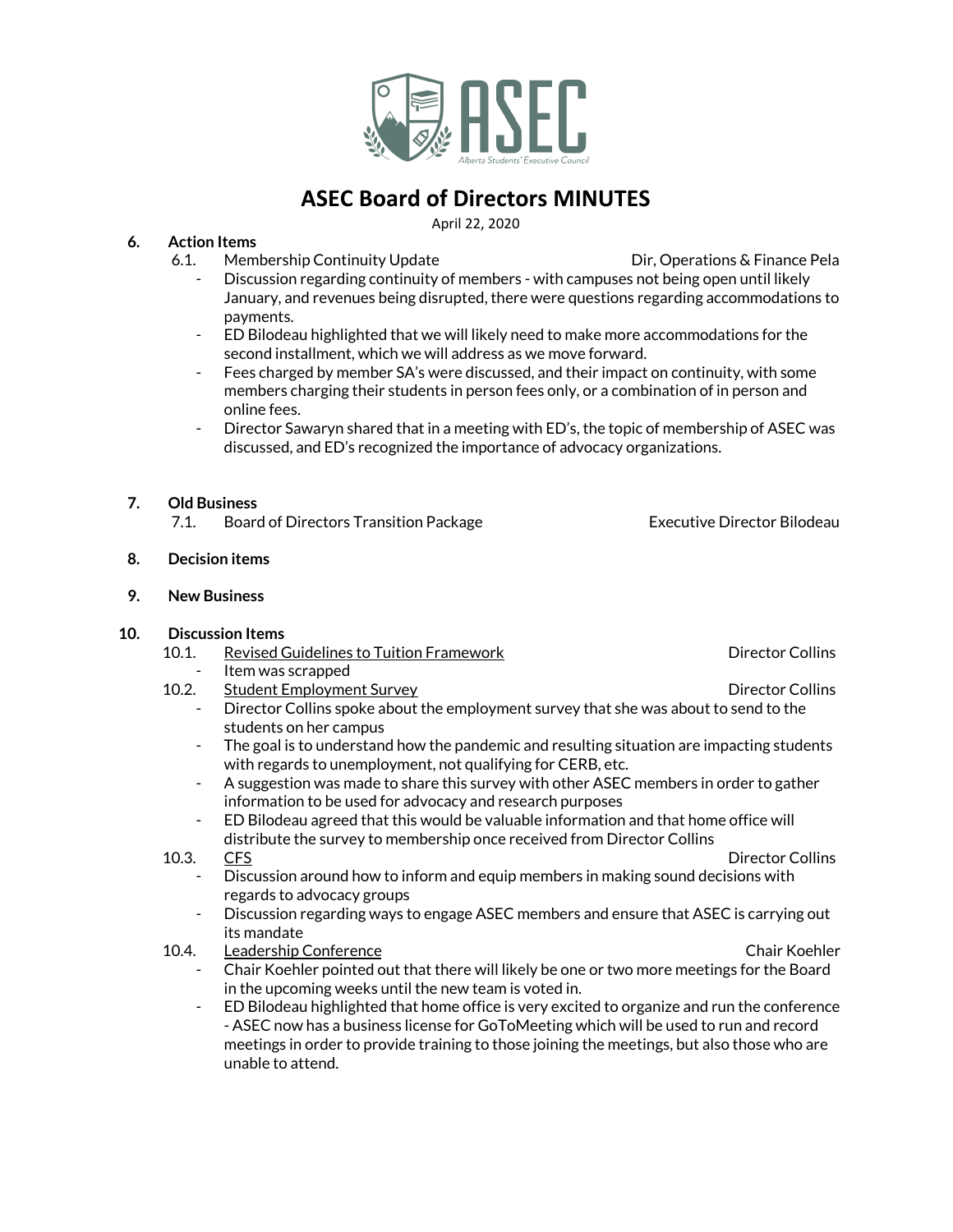# ASEC Board of Directors MINUTES

April 22, 2020

**6. Action Items**

6.1. Membership Continuity Update — Dir, Operations & Finance Pela

- Discussion regarding continuity of members - with campuses not being open until likely January, and revenues being disrupted, there were questions regarding accommodations to payments.
- ED Bilodeau highlighted that we will likely need to make more accommodations for the second installment, which we will address as we move forward.
- Fees charged by member SA's were discussed, and their impact on continuity, with some members charging their students in person fees only, or a combination of in person and online fees.
- Director Sawaryn shared that in a meeting with ED's, the topic of membership of ASEC was discussed, and ED's recognized the importance of advocacy organizations.

**7. Old Business**

7.1. Board of Directors Transition Package — Executive Director Bilodeau

**8. Decision items**

**9. New Business**

**10. Discussion Items**

10.1. Revised Guidelines to Tuition Framework — Director Collins

- Item was scrapped

10.2. Student Employment Survey — Director Collins

- Director Collins spoke about the employment survey that she was about to send to the students on her campus
- The goal is to understand how the pandemic and resulting situation are impacting students with regards to unemployment, not qualifying for CERB, etc.
- A suggestion was made to share this survey with other ASEC members in order to gather information to be used for advocacy and research purposes
- ED Bilodeau agreed that this would be valuable information and that home office will distribute the survey to membership once received from Director Collins

10.3. CFS — Director Collins

- Discussion around how to inform and equip members in making sound decisions with regards to advocacy groups
- Discussion regarding ways to engage ASEC members and ensure that ASEC is carrying out its mandate

10.4. Leadership Conference — Chair Koehler

- Chair Koehler pointed out that there will likely be one or two more meetings for the Board in the upcoming weeks until the new team is voted in.
- ED Bilodeau highlighted that home office is very excited to organize and run the conference - ASEC now has a business license for GoToMeeting which will be used to run and record meetings in order to provide training to those joining the meetings, but also those who are unable to attend.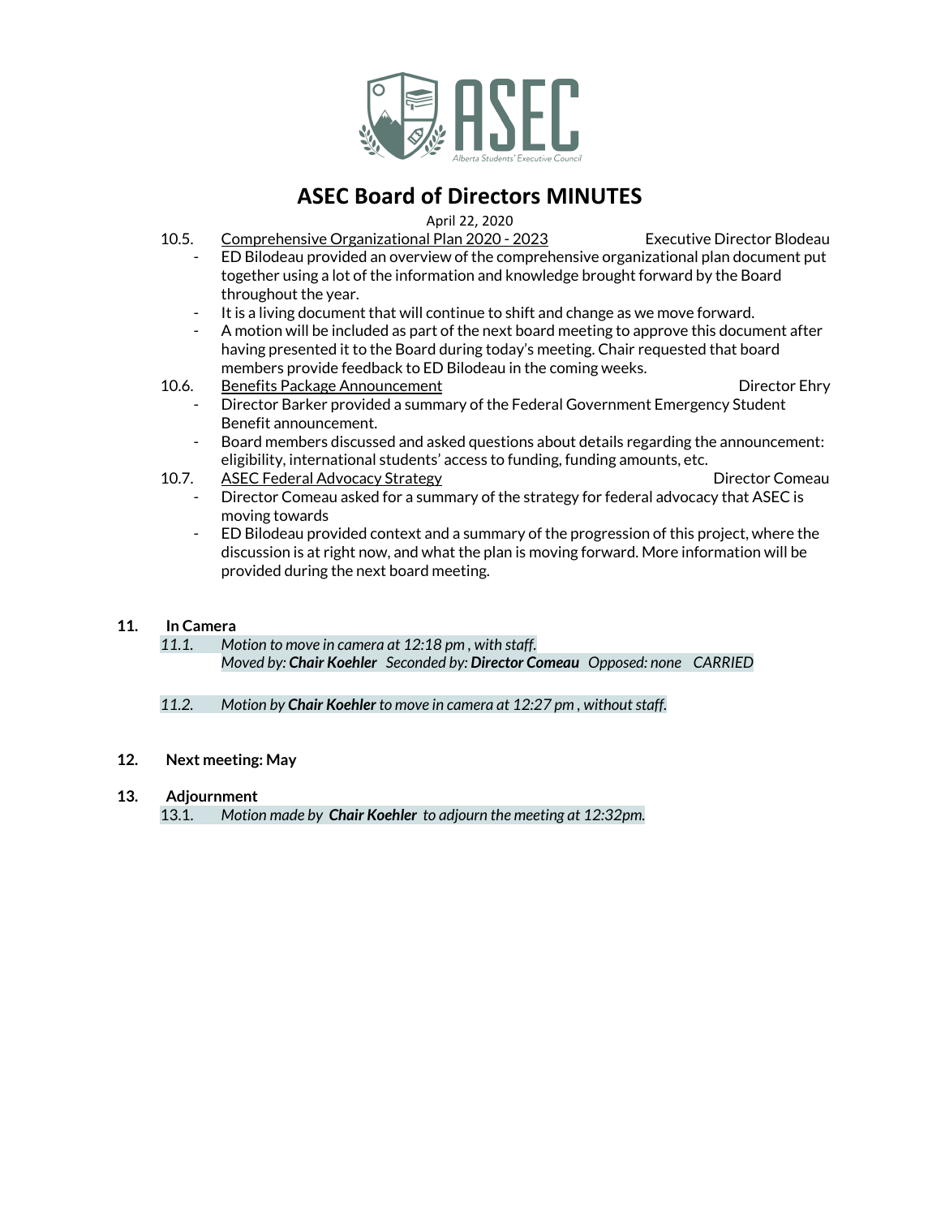10.5. Comprehensive Organizational Plan 2020 - 2023 — Executive Director Blodeau

- ED Bilodeau provided an overview of the comprehensive organizational plan document put together using a lot of the information and knowledge brought forward by the Board throughout the year.
- It is a living document that will continue to shift and change as we move forward.
- A motion will be included as part of the next board meeting to approve this document after having presented it to the Board during today's meeting. Chair requested that board members provide feedback to ED Bilodeau in the coming weeks.

10.6. Benefits Package Announcement — Director Ehry

- Director Barker provided a summary of the Federal Government Emergency Student Benefit announcement.
- Board members discussed and asked questions about details regarding the announcement: eligibility, international students' access to funding, funding amounts, etc.

10.7. ASEC Federal Advocacy Strategy — Director Comeau

- Director Comeau asked for a summary of the strategy for federal advocacy that ASEC is moving towards
- ED Bilodeau provided context and a summary of the progression of this project, where the discussion is at right now, and what the plan is moving forward. More information will be provided during the next board meeting.

**11. In Camera**

*11.1. Motion to move in camera at 12:18 pm , with staff.*
*Moved by: **Chair Koehler** Seconded by: **Director Comeau** Opposed: none CARRIED*

*11.2. Motion by **Chair Koehler** to move in camera at 12:27 pm , without staff.*

**12. Next meeting: May**

**13. Adjournment**

13.1. *Motion made by **Chair Koehler** to adjourn the meeting at 12:32pm.*